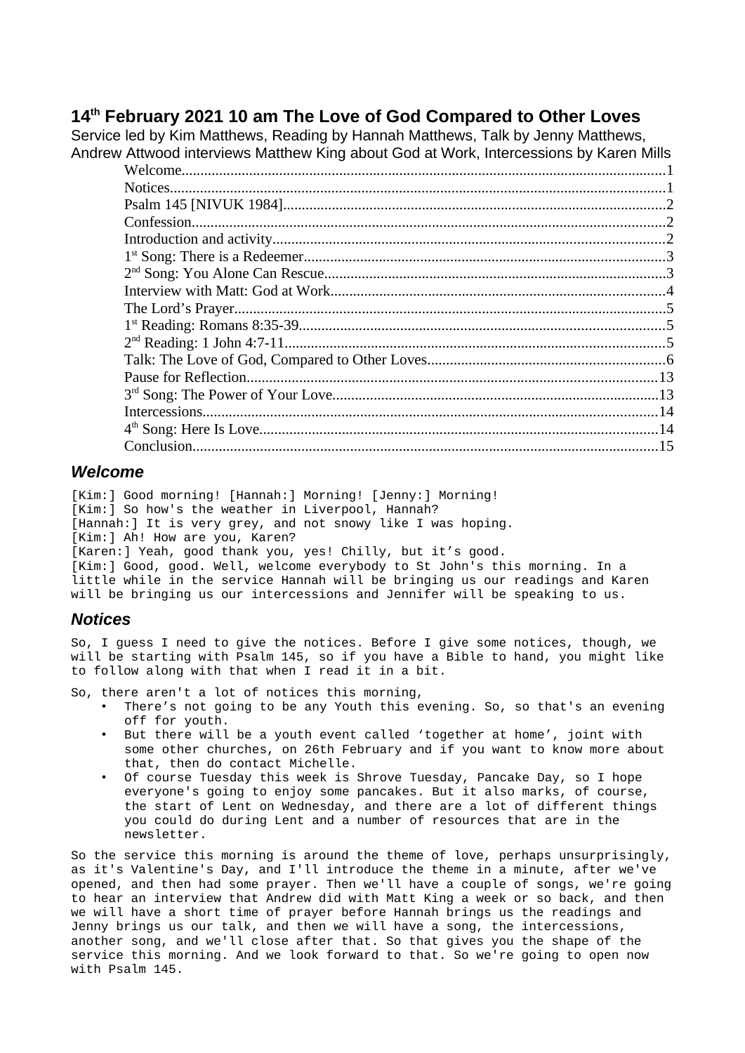# 14th February 2021 10 am The Love of God Compared to Other Loves

Service led by Kim Matthews, Reading by Hannah Matthews, Talk by Jenny Matthews, Andrew Attwood interviews Matthew King about God at Work, Intercessions by Karen Mills

- Welcome....1
- Notices....1
- Psalm 145 [NIVUK 1984]....2
- Confession....2
- Introduction and activity....2
- 1st Song: There is a Redeemer....3
- 2nd Song: You Alone Can Rescue....3
- Interview with Matt: God at Work....4
- The Lord's Prayer....5
- 1st Reading: Romans 8:35-39....5
- 2nd Reading: 1 John 4:7-11....5
- Talk: The Love of God, Compared to Other Loves....6
- Pause for Reflection....13
- 3rd Song: The Power of Your Love....13
- Intercessions....14
- 4th Song: Here Is Love....14
- Conclusion....15

## *Welcome*

[Kim:] Good morning! [Hannah:] Morning! [Jenny:] Morning!
[Kim:] So how's the weather in Liverpool, Hannah?
[Hannah:] It is very grey, and not snowy like I was hoping.
[Kim:] Ah! How are you, Karen?
[Karen:] Yeah, good thank you, yes! Chilly, but it's good.
[Kim:] Good, good. Well, welcome everybody to St John's this morning. In a little while in the service Hannah will be bringing us our readings and Karen will be bringing us our intercessions and Jennifer will be speaking to us.

## *Notices*

So, I guess I need to give the notices. Before I give some notices, though, we will be starting with Psalm 145, so if you have a Bible to hand, you might like to follow along with that when I read it in a bit.

So, there aren't a lot of notices this morning,

- There's not going to be any Youth this evening. So, so that's an evening off for youth.
- But there will be a youth event called 'together at home', joint with some other churches, on 26th February and if you want to know more about that, then do contact Michelle.
- Of course Tuesday this week is Shrove Tuesday, Pancake Day, so I hope everyone's going to enjoy some pancakes. But it also marks, of course, the start of Lent on Wednesday, and there are a lot of different things you could do during Lent and a number of resources that are in the newsletter.

So the service this morning is around the theme of love, perhaps unsurprisingly, as it's Valentine's Day, and I'll introduce the theme in a minute, after we've opened, and then had some prayer. Then we'll have a couple of songs, we're going to hear an interview that Andrew did with Matt King a week or so back, and then we will have a short time of prayer before Hannah brings us the readings and Jenny brings us our talk, and then we will have a song, the intercessions, another song, and we'll close after that. So that gives you the shape of the service this morning. And we look forward to that. So we're going to open now with Psalm 145.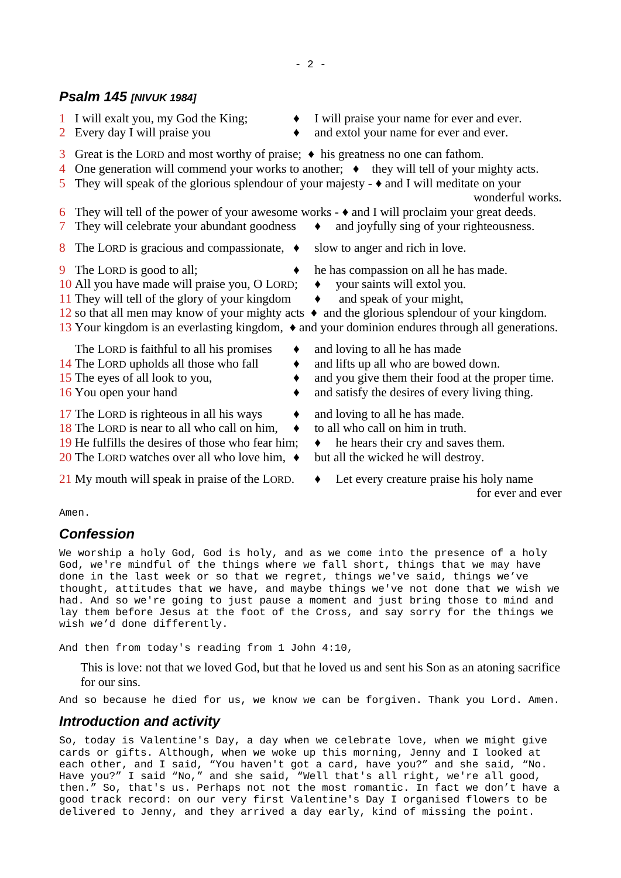## *Psalm 145* *[NIVUK 1984]*

1 I will exalt you, my God the King; ♦ I will praise your name for ever and ever.
2 Every day I will praise you ♦ and extol your name for ever and ever.

3 Great is the LORD and most worthy of praise; ♦ his greatness no one can fathom.
4 One generation will commend your works to another; ♦ they will tell of your mighty acts.
5 They will speak of the glorious splendour of your majesty - ♦ and I will meditate on your wonderful works.
6 They will tell of the power of your awesome works - ♦ and I will proclaim your great deeds.
7 They will celebrate your abundant goodness ♦ and joyfully sing of your righteousness.

8 The LORD is gracious and compassionate, ♦ slow to anger and rich in love.

9 The LORD is good to all; ♦ he has compassion on all he has made.
10 All you have made will praise you, O LORD; ♦ your saints will extol you.
11 They will tell of the glory of your kingdom ♦ and speak of your might,
12 so that all men may know of your mighty acts ♦ and the glorious splendour of your kingdom.
13 Your kingdom is an everlasting kingdom, ♦ and your dominion endures through all generations.

The LORD is faithful to all his promises ♦ and loving to all he has made
14 The LORD upholds all those who fall ♦ and lifts up all who are bowed down.
15 The eyes of all look to you, ♦ and you give them their food at the proper time.
16 You open your hand ♦ and satisfy the desires of every living thing.

17 The LORD is righteous in all his ways ♦ and loving to all he has made.
18 The LORD is near to all who call on him, ♦ to all who call on him in truth.
19 He fulfills the desires of those who fear him; ♦ he hears their cry and saves them.
20 The LORD watches over all who love him, ♦ but all the wicked he will destroy.

21 My mouth will speak in praise of the LORD. ♦ Let every creature praise his holy name for ever and ever

Amen.

## *Confession*

We worship a holy God, God is holy, and as we come into the presence of a holy God, we're mindful of the things where we fall short, things that we may have done in the last week or so that we regret, things we've said, things we've thought, attitudes that we have, and maybe things we've not done that we wish we had. And so we're going to just pause a moment and just bring those to mind and lay them before Jesus at the foot of the Cross, and say sorry for the things we wish we'd done differently.

And then from today's reading from 1 John 4:10,

> This is love: not that we loved God, but that he loved us and sent his Son as an atoning sacrifice for our sins.

And so because he died for us, we know we can be forgiven. Thank you Lord. Amen.

## *Introduction and activity*

So, today is Valentine's Day, a day when we celebrate love, when we might give cards or gifts. Although, when we woke up this morning, Jenny and I looked at each other, and I said, "You haven't got a card, have you?" and she said, "No. Have you?" I said "No," and she said, "Well that's all right, we're all good, then." So, that's us. Perhaps not not the most romantic. In fact we don't have a good track record: on our very first Valentine's Day I organised flowers to be delivered to Jenny, and they arrived a day early, kind of missing the point.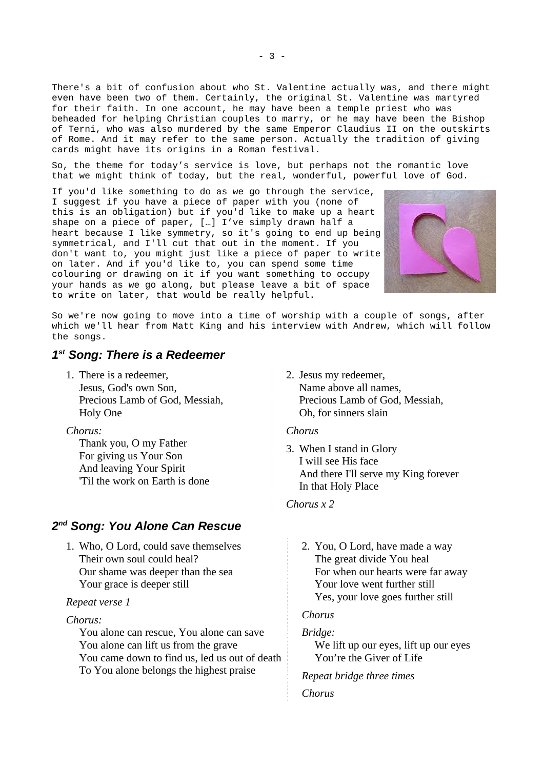There's a bit of confusion about who St. Valentine actually was, and there might even have been two of them. Certainly, the original St. Valentine was martyred for their faith. In one account, he may have been a temple priest who was beheaded for helping Christian couples to marry, or he may have been the Bishop of Terni, who was also murdered by the same Emperor Claudius II on the outskirts of Rome. And it may refer to the same person. Actually the tradition of giving cards might have its origins in a Roman festival.

So, the theme for today's service is love, but perhaps not the romantic love that we might think of today, but the real, wonderful, powerful love of God.

If you'd like something to do as we go through the service, I suggest if you have a piece of paper with you (none of this is an obligation) but if you'd like to make up a heart shape on a piece of paper, […] I've simply drawn half a heart because I like symmetry, so it's going to end up being symmetrical, and I'll cut that out in the moment. If you don't want to, you might just like a piece of paper to write on later. And if you'd like to, you can spend some time colouring or drawing on it if you want something to occupy your hands as we go along, but please leave a bit of space to write on later, that would be really helpful.

So we're now going to move into a time of worship with a couple of songs, after which we'll hear from Matt King and his interview with Andrew, which will follow the songs.

## 1st Song: There is a Redeemer

1. There is a redeemer,
   Jesus, God's own Son,
   Precious Lamb of God, Messiah,
   Holy One

*Chorus:*
Thank you, O my Father
For giving us Your Son
And leaving Your Spirit
'Til the work on Earth is done

2. Jesus my redeemer,
   Name above all names,
   Precious Lamb of God, Messiah,
   Oh, for sinners slain

*Chorus*

3. When I stand in Glory
   I will see His face
   And there I'll serve my King forever
   In that Holy Place

*Chorus x 2*

## 2nd Song: You Alone Can Rescue

1. Who, O Lord, could save themselves
   Their own soul could heal?
   Our shame was deeper than the sea
   Your grace is deeper still

*Repeat verse 1*

*Chorus:*
You alone can rescue, You alone can save
You alone can lift us from the grave
You came down to find us, led us out of death
To You alone belongs the highest praise

2. You, O Lord, have made a way
   The great divide You heal
   For when our hearts were far away
   Your love went further still
   Yes, your love goes further still

*Chorus*

*Bridge:*
We lift up our eyes, lift up our eyes
You're the Giver of Life

*Repeat bridge three times*

*Chorus*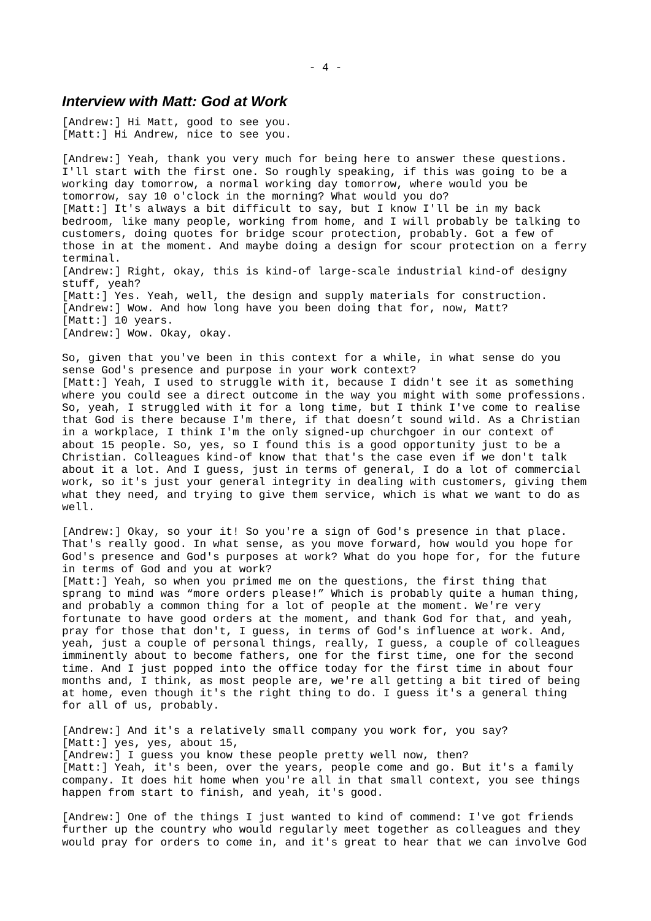## *Interview with Matt: God at Work*

[Andrew:] Hi Matt, good to see you.
[Matt:] Hi Andrew, nice to see you.

[Andrew:] Yeah, thank you very much for being here to answer these questions. I'll start with the first one. So roughly speaking, if this was going to be a working day tomorrow, a normal working day tomorrow, where would you be tomorrow, say 10 o'clock in the morning? What would you do?
[Matt:] It's always a bit difficult to say, but I know I'll be in my back bedroom, like many people, working from home, and I will probably be talking to customers, doing quotes for bridge scour protection, probably. Got a few of those in at the moment. And maybe doing a design for scour protection on a ferry terminal.
[Andrew:] Right, okay, this is kind-of large-scale industrial kind-of designy stuff, yeah?
[Matt:] Yes. Yeah, well, the design and supply materials for construction.
[Andrew:] Wow. And how long have you been doing that for, now, Matt?
[Matt:] 10 years.
[Andrew:] Wow. Okay, okay.

So, given that you've been in this context for a while, in what sense do you sense God's presence and purpose in your work context?
[Matt:] Yeah, I used to struggle with it, because I didn't see it as something where you could see a direct outcome in the way you might with some professions. So, yeah, I struggled with it for a long time, but I think I've come to realise that God is there because I'm there, if that doesn't sound wild. As a Christian in a workplace, I think I'm the only signed-up churchgoer in our context of about 15 people. So, yes, so I found this is a good opportunity just to be a Christian. Colleagues kind-of know that that's the case even if we don't talk about it a lot. And I guess, just in terms of general, I do a lot of commercial work, so it's just your general integrity in dealing with customers, giving them what they need, and trying to give them service, which is what we want to do as well.

[Andrew:] Okay, so your it! So you're a sign of God's presence in that place. That's really good. In what sense, as you move forward, how would you hope for God's presence and God's purposes at work? What do you hope for, for the future in terms of God and you at work?
[Matt:] Yeah, so when you primed me on the questions, the first thing that sprang to mind was "more orders please!" Which is probably quite a human thing, and probably a common thing for a lot of people at the moment. We're very fortunate to have good orders at the moment, and thank God for that, and yeah, pray for those that don't, I guess, in terms of God's influence at work. And, yeah, just a couple of personal things, really, I guess, a couple of colleagues imminently about to become fathers, one for the first time, one for the second time. And I just popped into the office today for the first time in about four months and, I think, as most people are, we're all getting a bit tired of being at home, even though it's the right thing to do. I guess it's a general thing for all of us, probably.

[Andrew:] And it's a relatively small company you work for, you say?
[Matt:] yes, yes, about 15,
[Andrew:] I guess you know these people pretty well now, then?
[Matt:] Yeah, it's been, over the years, people come and go. But it's a family company. It does hit home when you're all in that small context, you see things happen from start to finish, and yeah, it's good.

[Andrew:] One of the things I just wanted to kind of commend: I've got friends further up the country who would regularly meet together as colleagues and they would pray for orders to come in, and it's great to hear that we can involve God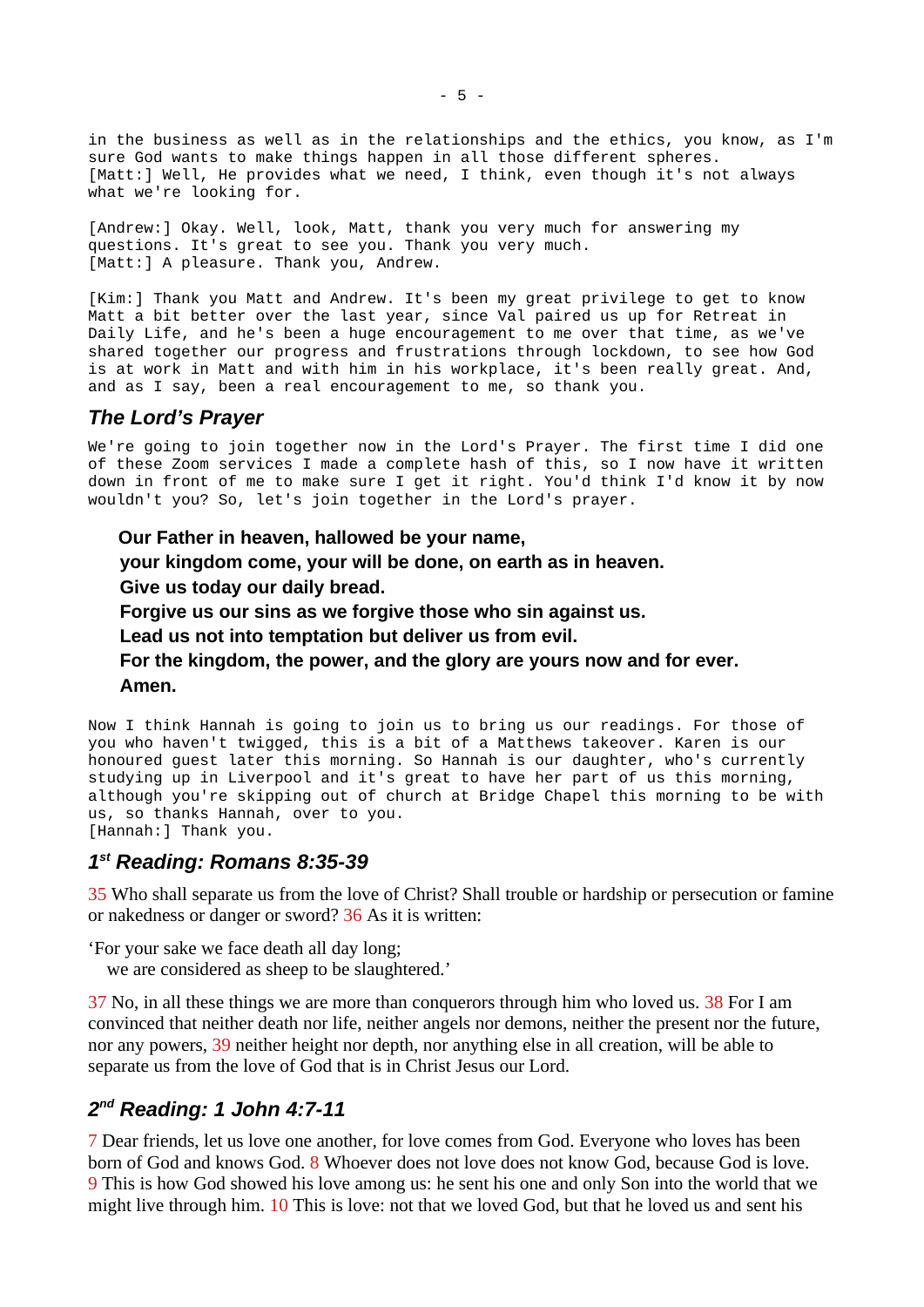in the business as well as in the relationships and the ethics, you know, as I'm sure God wants to make things happen in all those different spheres.
[Matt:] Well, He provides what we need, I think, even though it's not always what we're looking for.

[Andrew:] Okay. Well, look, Matt, thank you very much for answering my questions. It's great to see you. Thank you very much.
[Matt:] A pleasure. Thank you, Andrew.

[Kim:] Thank you Matt and Andrew. It's been my great privilege to get to know Matt a bit better over the last year, since Val paired us up for Retreat in Daily Life, and he's been a huge encouragement to me over that time, as we've shared together our progress and frustrations through lockdown, to see how God is at work in Matt and with him in his workplace, it's been really great. And, and as I say, been a real encouragement to me, so thank you.

## *The Lord's Prayer*

We're going to join together now in the Lord's Prayer. The first time I did one of these Zoom services I made a complete hash of this, so I now have it written down in front of me to make sure I get it right. You'd think I'd know it by now wouldn't you? So, let's join together in the Lord's prayer.

**Our Father in heaven, hallowed be your name,**
**your kingdom come, your will be done, on earth as in heaven.**
**Give us today our daily bread.**
**Forgive us our sins as we forgive those who sin against us.**
**Lead us not into temptation but deliver us from evil.**
**For the kingdom, the power, and the glory are yours now and for ever.**
**Amen.**

Now I think Hannah is going to join us to bring us our readings. For those of you who haven't twigged, this is a bit of a Matthews takeover. Karen is our honoured guest later this morning. So Hannah is our daughter, who's currently studying up in Liverpool and it's great to have her part of us this morning, although you're skipping out of church at Bridge Chapel this morning to be with us, so thanks Hannah, over to you.
[Hannah:] Thank you.

## *1st Reading: Romans 8:35-39*

35 Who shall separate us from the love of Christ? Shall trouble or hardship or persecution or famine or nakedness or danger or sword? 36 As it is written:

'For your sake we face death all day long;
 we are considered as sheep to be slaughtered.'

37 No, in all these things we are more than conquerors through him who loved us. 38 For I am convinced that neither death nor life, neither angels nor demons, neither the present nor the future, nor any powers, 39 neither height nor depth, nor anything else in all creation, will be able to separate us from the love of God that is in Christ Jesus our Lord.

## *2nd Reading: 1 John 4:7-11*

7 Dear friends, let us love one another, for love comes from God. Everyone who loves has been born of God and knows God. 8 Whoever does not love does not know God, because God is love. 9 This is how God showed his love among us: he sent his one and only Son into the world that we might live through him. 10 This is love: not that we loved God, but that he loved us and sent his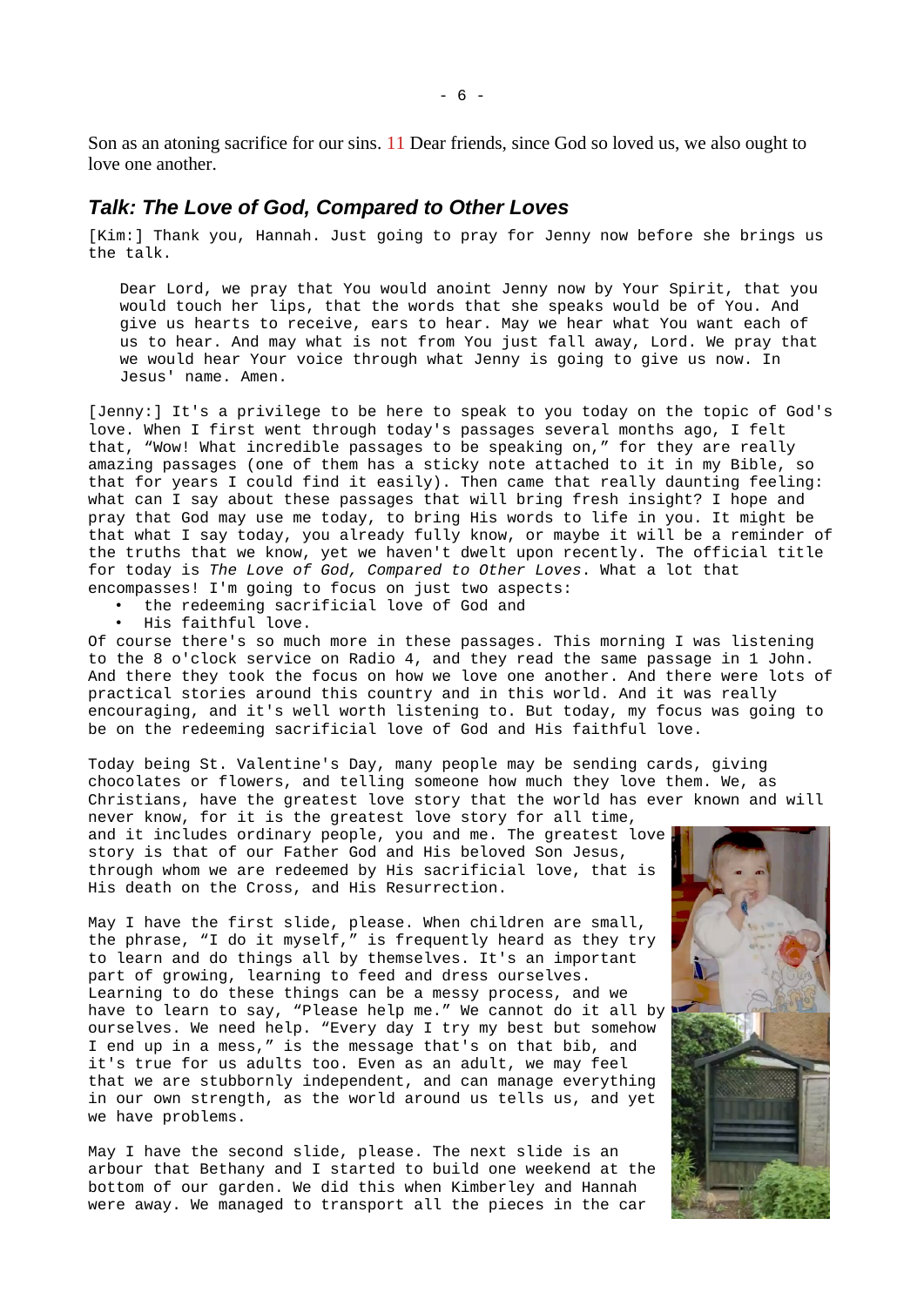Son as an atoning sacrifice for our sins. 11 Dear friends, since God so loved us, we also ought to love one another.

## Talk: The Love of God, Compared to Other Loves

[Kim:] Thank you, Hannah. Just going to pray for Jenny now before she brings us the talk.

> Dear Lord, we pray that You would anoint Jenny now by Your Spirit, that you would touch her lips, that the words that she speaks would be of You. And give us hearts to receive, ears to hear. May we hear what You want each of us to hear. And may what is not from You just fall away, Lord. We pray that we would hear Your voice through what Jenny is going to give us now. In Jesus' name. Amen.

[Jenny:] It's a privilege to be here to speak to you today on the topic of God's love. When I first went through today's passages several months ago, I felt that, "Wow! What incredible passages to be speaking on," for they are really amazing passages (one of them has a sticky note attached to it in my Bible, so that for years I could find it easily). Then came that really daunting feeling: what can I say about these passages that will bring fresh insight? I hope and pray that God may use me today, to bring His words to life in you. It might be that what I say today, you already fully know, or maybe it will be a reminder of the truths that we know, yet we haven't dwelt upon recently. The official title for today is *The Love of God, Compared to Other Loves*. What a lot that encompasses! I'm going to focus on just two aspects:

- the redeeming sacrificial love of God and
- His faithful love.

Of course there's so much more in these passages. This morning I was listening to the 8 o'clock service on Radio 4, and they read the same passage in 1 John. And there they took the focus on how we love one another. And there were lots of practical stories around this country and in this world. And it was really encouraging, and it's well worth listening to. But today, my focus was going to be on the redeeming sacrificial love of God and His faithful love.

Today being St. Valentine's Day, many people may be sending cards, giving chocolates or flowers, and telling someone how much they love them. We, as Christians, have the greatest love story that the world has ever known and will never know, for it is the greatest love story for all time, and it includes ordinary people, you and me. The greatest love story is that of our Father God and His beloved Son Jesus, through whom we are redeemed by His sacrificial love, that is His death on the Cross, and His Resurrection.

May I have the first slide, please. When children are small, the phrase, "I do it myself," is frequently heard as they try to learn and do things all by themselves. It's an important part of growing, learning to feed and dress ourselves. Learning to do these things can be a messy process, and we have to learn to say, "Please help me." We cannot do it all by ourselves. We need help. "Every day I try my best but somehow I end up in a mess," is the message that's on that bib, and it's true for us adults too. Even as an adult, we may feel that we are stubbornly independent, and can manage everything in our own strength, as the world around us tells us, and yet we have problems.

May I have the second slide, please. The next slide is an arbour that Bethany and I started to build one weekend at the bottom of our garden. We did this when Kimberley and Hannah were away. We managed to transport all the pieces in the car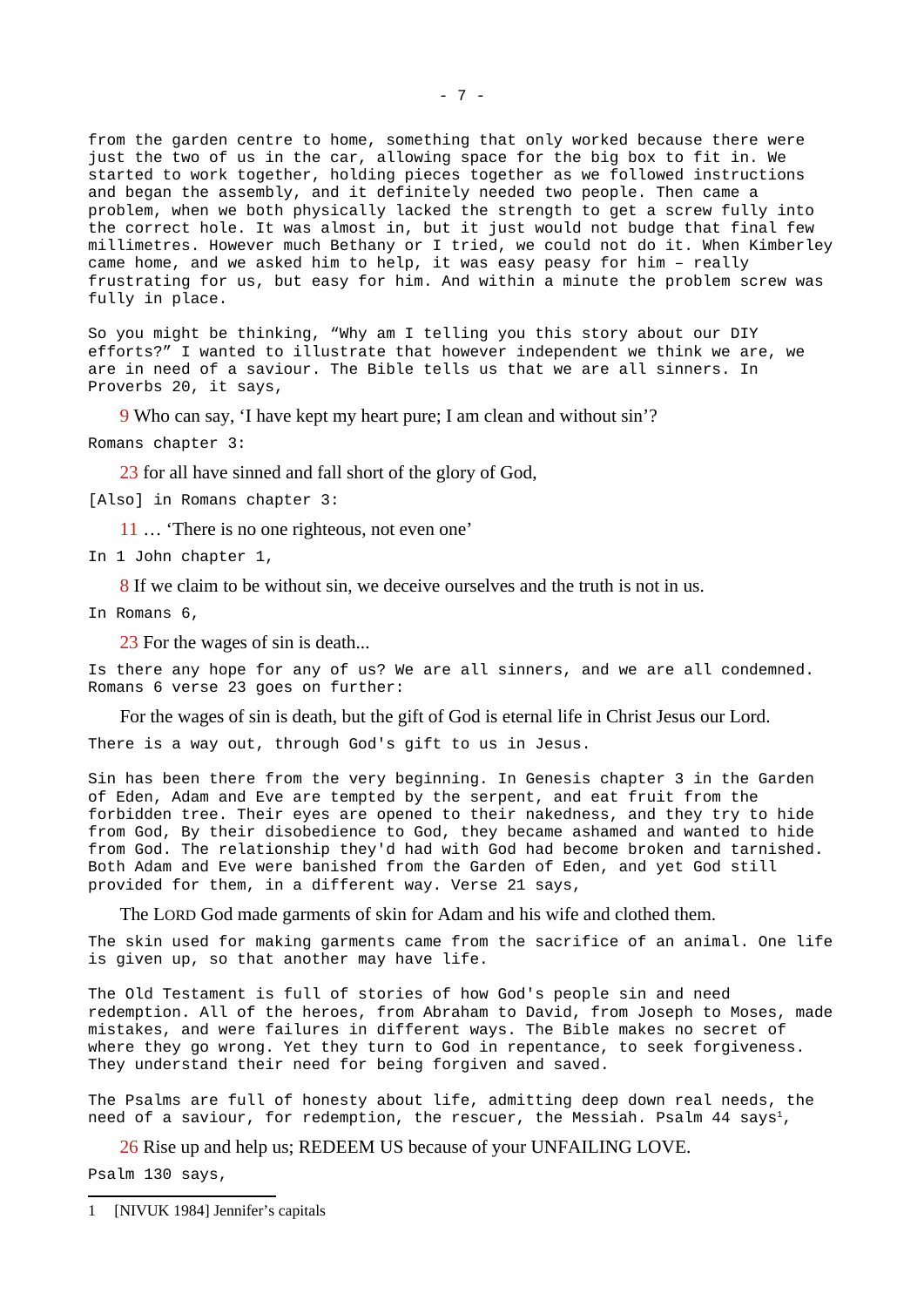from the garden centre to home, something that only worked because there were just the two of us in the car, allowing space for the big box to fit in. We started to work together, holding pieces together as we followed instructions and began the assembly, and it definitely needed two people. Then came a problem, when we both physically lacked the strength to get a screw fully into the correct hole. It was almost in, but it just would not budge that final few millimetres. However much Bethany or I tried, we could not do it. When Kimberley came home, and we asked him to help, it was easy peasy for him – really frustrating for us, but easy for him. And within a minute the problem screw was fully in place.

So you might be thinking, “Why am I telling you this story about our DIY efforts?” I wanted to illustrate that however independent we think we are, we are in need of a saviour. The Bible tells us that we are all sinners. In Proverbs 20, it says,

> 9 Who can say, ‘I have kept my heart pure; I am clean and without sin’?

Romans chapter 3:

> 23 for all have sinned and fall short of the glory of God,

[Also] in Romans chapter 3:

> 11 … ‘There is no one righteous, not even one’

In 1 John chapter 1,

> 8 If we claim to be without sin, we deceive ourselves and the truth is not in us.

In Romans 6,

> 23 For the wages of sin is death...

Is there any hope for any of us? We are all sinners, and we are all condemned. Romans 6 verse 23 goes on further:

> For the wages of sin is death, but the gift of God is eternal life in Christ Jesus our Lord.

There is a way out, through God's gift to us in Jesus.

Sin has been there from the very beginning. In Genesis chapter 3 in the Garden of Eden, Adam and Eve are tempted by the serpent, and eat fruit from the forbidden tree. Their eyes are opened to their nakedness, and they try to hide from God, By their disobedience to God, they became ashamed and wanted to hide from God. The relationship they'd had with God had become broken and tarnished. Both Adam and Eve were banished from the Garden of Eden, and yet God still provided for them, in a different way. Verse 21 says,

> The LORD God made garments of skin for Adam and his wife and clothed them.

The skin used for making garments came from the sacrifice of an animal. One life is given up, so that another may have life.

The Old Testament is full of stories of how God's people sin and need redemption. All of the heroes, from Abraham to David, from Joseph to Moses, made mistakes, and were failures in different ways. The Bible makes no secret of where they go wrong. Yet they turn to God in repentance, to seek forgiveness. They understand their need for being forgiven and saved.

The Psalms are full of honesty about life, admitting deep down real needs, the need of a saviour, for redemption, the rescuer, the Messiah. Psalm 44 says[1],

> 26 Rise up and help us; REDEEM US because of your UNFAILING LOVE.

Psalm 130 says,

---

1 [NIVUK 1984] Jennifer’s capitals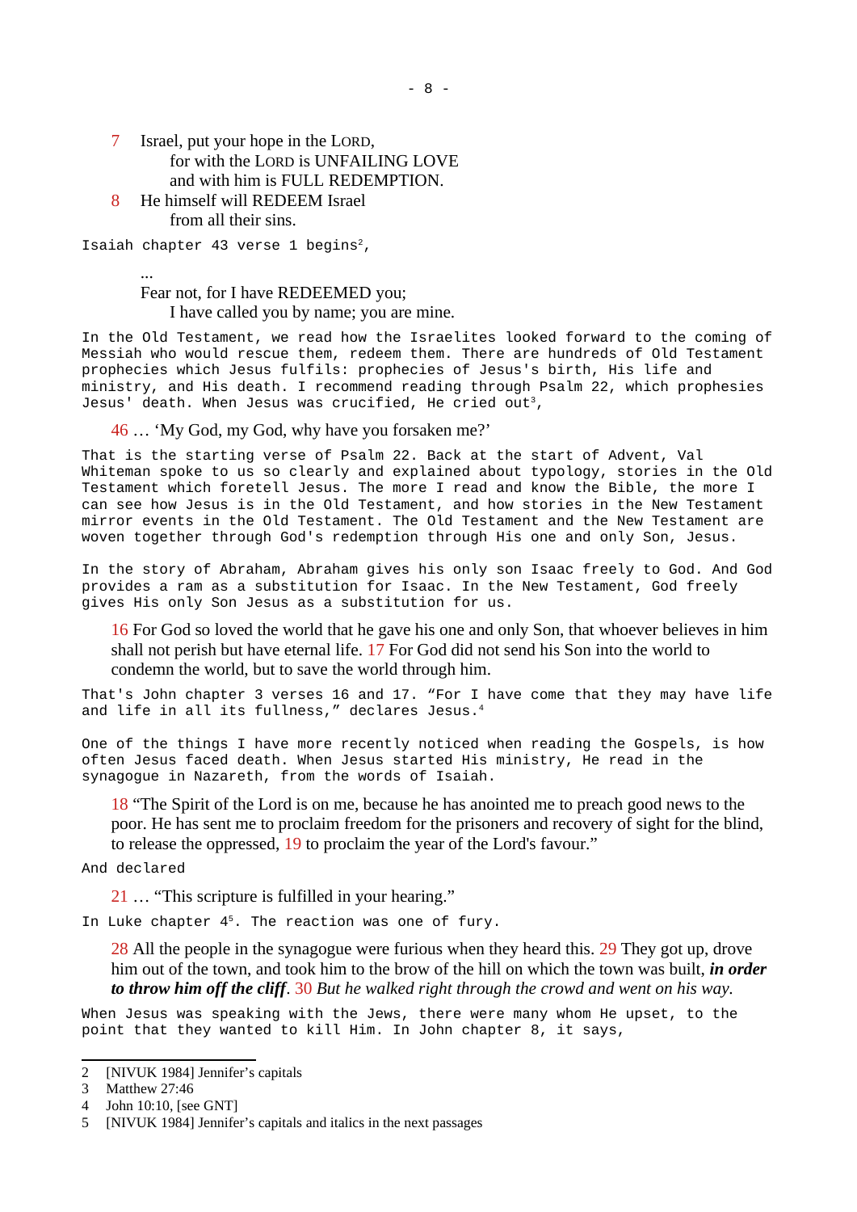7 Israel, put your hope in the LORD,
for with the LORD is UNFAILING LOVE
and with him is FULL REDEMPTION.

8 He himself will REDEEM Israel
from all their sins.

Isaiah chapter 43 verse 1 begins[2],

> ...
> Fear not, for I have REDEEMED you;
> I have called you by name; you are mine.

In the Old Testament, we read how the Israelites looked forward to the coming of Messiah who would rescue them, redeem them. There are hundreds of Old Testament prophecies which Jesus fulfils: prophecies of Jesus's birth, His life and ministry, and His death. I recommend reading through Psalm 22, which prophesies Jesus' death. When Jesus was crucified, He cried out[3],

> 46 … 'My God, my God, why have you forsaken me?'

That is the starting verse of Psalm 22. Back at the start of Advent, Val Whiteman spoke to us so clearly and explained about typology, stories in the Old Testament which foretell Jesus. The more I read and know the Bible, the more I can see how Jesus is in the Old Testament, and how stories in the New Testament mirror events in the Old Testament. The Old Testament and the New Testament are woven together through God's redemption through His one and only Son, Jesus.

In the story of Abraham, Abraham gives his only son Isaac freely to God. And God provides a ram as a substitution for Isaac. In the New Testament, God freely gives His only Son Jesus as a substitution for us.

> 16 For God so loved the world that he gave his one and only Son, that whoever believes in him shall not perish but have eternal life. 17 For God did not send his Son into the world to condemn the world, but to save the world through him.

That's John chapter 3 verses 16 and 17. "For I have come that they may have life and life in all its fullness," declares Jesus.[4]

One of the things I have more recently noticed when reading the Gospels, is how often Jesus faced death. When Jesus started His ministry, He read in the synagogue in Nazareth, from the words of Isaiah.

> 18 "The Spirit of the Lord is on me, because he has anointed me to preach good news to the poor. He has sent me to proclaim freedom for the prisoners and recovery of sight for the blind, to release the oppressed, 19 to proclaim the year of the Lord's favour."

And declared

> 21 … "This scripture is fulfilled in your hearing."

In Luke chapter 4[5]. The reaction was one of fury.

> 28 All the people in the synagogue were furious when they heard this. 29 They got up, drove him out of the town, and took him to the brow of the hill on which the town was built, ***in order to throw him off the cliff***. 30 *But he walked right through the crowd and went on his way.*

When Jesus was speaking with the Jews, there were many whom He upset, to the point that they wanted to kill Him. In John chapter 8, it says,

---

2 [NIVUK 1984] Jennifer's capitals

3 Matthew 27:46

4 John 10:10, [see GNT]

5 [NIVUK 1984] Jennifer's capitals and italics in the next passages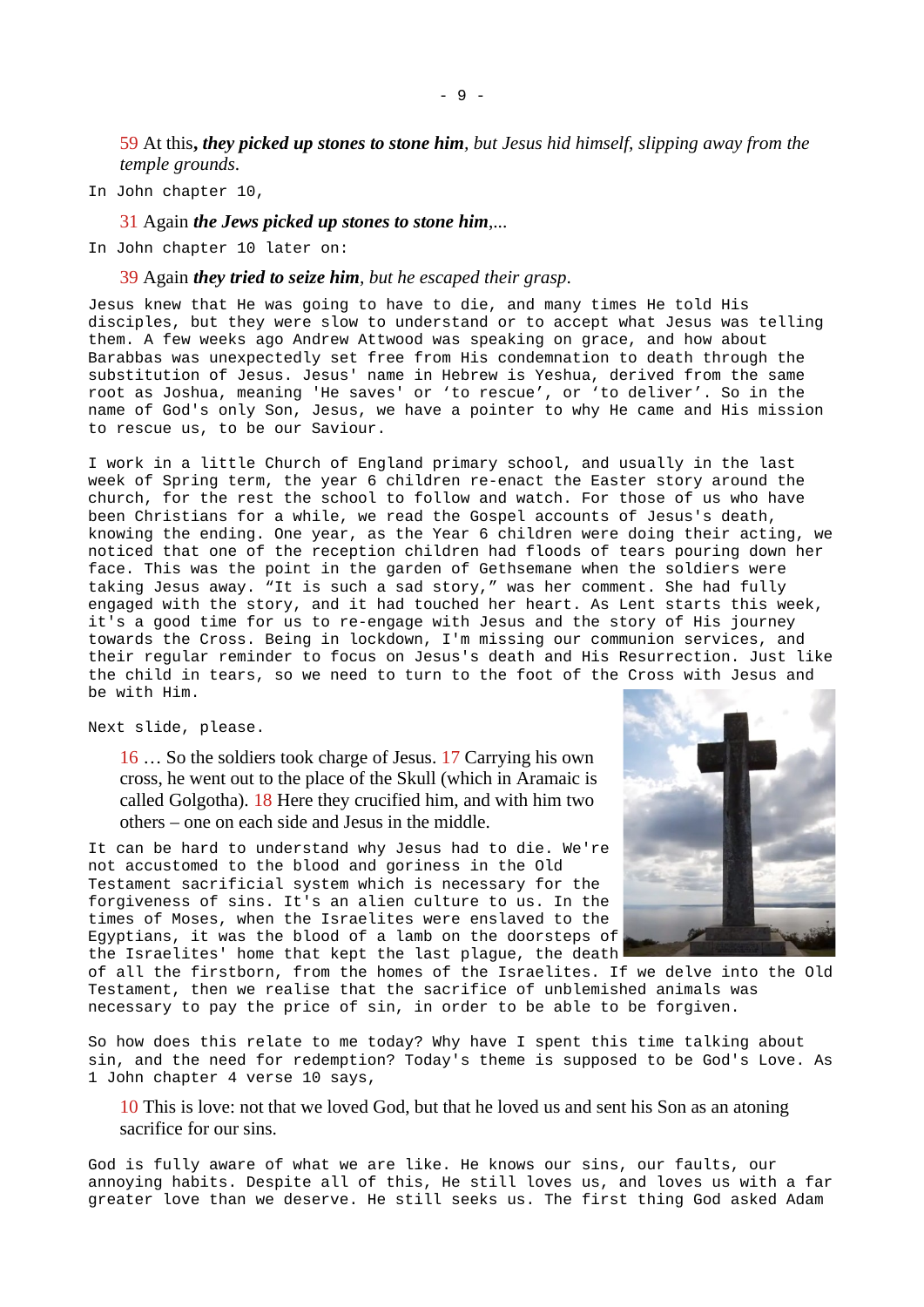59 At this*, **they picked up stones to stone him**, but Jesus hid himself, slipping away from the temple grounds.*

In John chapter 10,

31 Again ***the Jews picked up stones to stone him***,...

In John chapter 10 later on:

39 Again ***they tried to seize him***, *but he escaped their grasp*.

Jesus knew that He was going to have to die, and many times He told His disciples, but they were slow to understand or to accept what Jesus was telling them. A few weeks ago Andrew Attwood was speaking on grace, and how about Barabbas was unexpectedly set free from His condemnation to death through the substitution of Jesus. Jesus' name in Hebrew is Yeshua, derived from the same root as Joshua, meaning 'He saves' or 'to rescue', or 'to deliver'. So in the name of God's only Son, Jesus, we have a pointer to why He came and His mission to rescue us, to be our Saviour.

I work in a little Church of England primary school, and usually in the last week of Spring term, the year 6 children re-enact the Easter story around the church, for the rest the school to follow and watch. For those of us who have been Christians for a while, we read the Gospel accounts of Jesus's death, knowing the ending. One year, as the Year 6 children were doing their acting, we noticed that one of the reception children had floods of tears pouring down her face. This was the point in the garden of Gethsemane when the soldiers were taking Jesus away. "It is such a sad story," was her comment. She had fully engaged with the story, and it had touched her heart. As Lent starts this week, it's a good time for us to re-engage with Jesus and the story of His journey towards the Cross. Being in lockdown, I'm missing our communion services, and their regular reminder to focus on Jesus's death and His Resurrection. Just like the child in tears, so we need to turn to the foot of the Cross with Jesus and be with Him.

Next slide, please.

16 … So the soldiers took charge of Jesus. 17 Carrying his own cross, he went out to the place of the Skull (which in Aramaic is called Golgotha). 18 Here they crucified him, and with him two others – one on each side and Jesus in the middle.

It can be hard to understand why Jesus had to die. We're not accustomed to the blood and goriness in the Old Testament sacrificial system which is necessary for the forgiveness of sins. It's an alien culture to us. In the times of Moses, when the Israelites were enslaved to the Egyptians, it was the blood of a lamb on the doorsteps of the Israelites' home that kept the last plague, the death of all the firstborn, from the homes of the Israelites. If we delve into the Old Testament, then we realise that the sacrifice of unblemished animals was necessary to pay the price of sin, in order to be able to be forgiven.

So how does this relate to me today? Why have I spent this time talking about sin, and the need for redemption? Today's theme is supposed to be God's Love. As 1 John chapter 4 verse 10 says,

10 This is love: not that we loved God, but that he loved us and sent his Son as an atoning sacrifice for our sins.

God is fully aware of what we are like. He knows our sins, our faults, our annoying habits. Despite all of this, He still loves us, and loves us with a far greater love than we deserve. He still seeks us. The first thing God asked Adam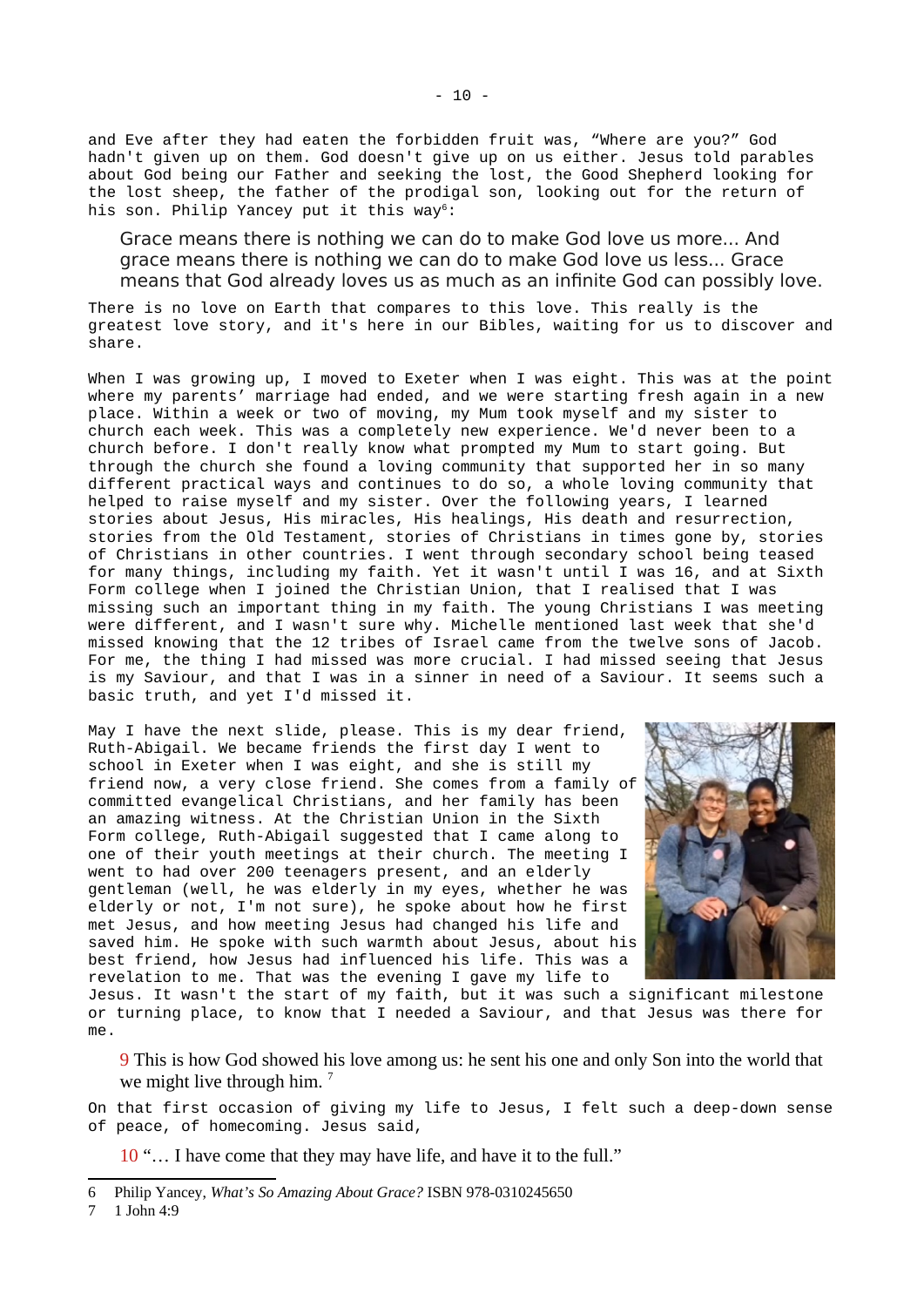and Eve after they had eaten the forbidden fruit was, "Where are you?" God hadn't given up on them. God doesn't give up on us either. Jesus told parables about God being our Father and seeking the lost, the Good Shepherd looking for the lost sheep, the father of the prodigal son, looking out for the return of his son. Philip Yancey put it this way[6]:

> Grace means there is nothing we can do to make God love us more... And grace means there is nothing we can do to make God love us less... Grace means that God already loves us as much as an infinite God can possibly love.

There is no love on Earth that compares to this love. This really is the greatest love story, and it's here in our Bibles, waiting for us to discover and share.

When I was growing up, I moved to Exeter when I was eight. This was at the point where my parents' marriage had ended, and we were starting fresh again in a new place. Within a week or two of moving, my Mum took myself and my sister to church each week. This was a completely new experience. We'd never been to a church before. I don't really know what prompted my Mum to start going. But through the church she found a loving community that supported her in so many different practical ways and continues to do so, a whole loving community that helped to raise myself and my sister. Over the following years, I learned stories about Jesus, His miracles, His healings, His death and resurrection, stories from the Old Testament, stories of Christians in times gone by, stories of Christians in other countries. I went through secondary school being teased for many things, including my faith. Yet it wasn't until I was 16, and at Sixth Form college when I joined the Christian Union, that I realised that I was missing such an important thing in my faith. The young Christians I was meeting were different, and I wasn't sure why. Michelle mentioned last week that she'd missed knowing that the 12 tribes of Israel came from the twelve sons of Jacob. For me, the thing I had missed was more crucial. I had missed seeing that Jesus is my Saviour, and that I was in a sinner in need of a Saviour. It seems such a basic truth, and yet I'd missed it.

May I have the next slide, please. This is my dear friend, Ruth-Abigail. We became friends the first day I went to school in Exeter when I was eight, and she is still my friend now, a very close friend. She comes from a family of committed evangelical Christians, and her family has been an amazing witness. At the Christian Union in the Sixth Form college, Ruth-Abigail suggested that I came along to one of their youth meetings at their church. The meeting I went to had over 200 teenagers present, and an elderly gentleman (well, he was elderly in my eyes, whether he was elderly or not, I'm not sure), he spoke about how he first met Jesus, and how meeting Jesus had changed his life and saved him. He spoke with such warmth about Jesus, about his best friend, how Jesus had influenced his life. This was a revelation to me. That was the evening I gave my life to Jesus. It wasn't the start of my faith, but it was such a significant milestone or turning place, to know that I needed a Saviour, and that Jesus was there for me.

> 9 This is how God showed his love among us: he sent his one and only Son into the world that we might live through him. [7]

On that first occasion of giving my life to Jesus, I felt such a deep-down sense of peace, of homecoming. Jesus said,

> 10 "… I have come that they may have life, and have it to the full."

---

6 Philip Yancey, *What's So Amazing About Grace?* ISBN 978-0310245650

7 1 John 4:9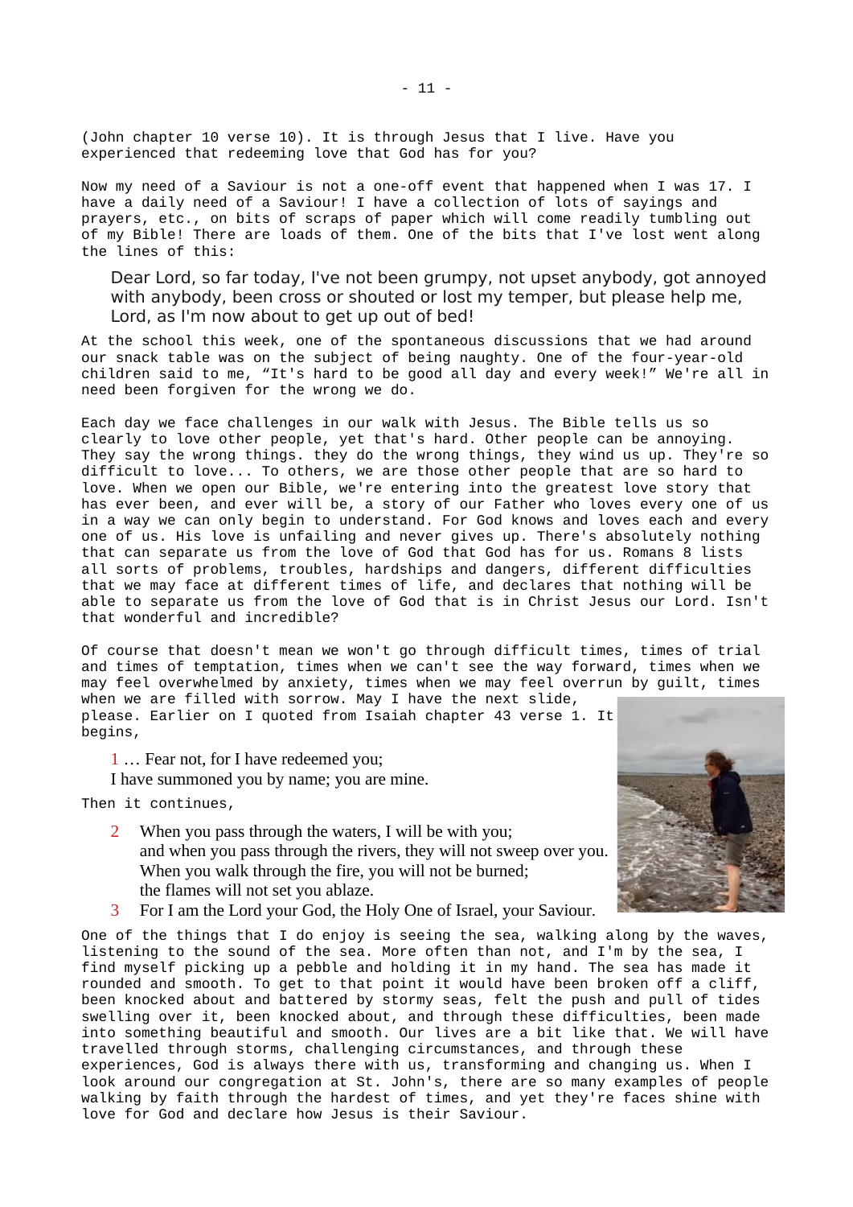(John chapter 10 verse 10). It is through Jesus that I live. Have you experienced that redeeming love that God has for you?

Now my need of a Saviour is not a one-off event that happened when I was 17. I have a daily need of a Saviour! I have a collection of lots of sayings and prayers, etc., on bits of scraps of paper which will come readily tumbling out of my Bible! There are loads of them. One of the bits that I've lost went along the lines of this:

> Dear Lord, so far today, I've not been grumpy, not upset anybody, got annoyed with anybody, been cross or shouted or lost my temper, but please help me, Lord, as I'm now about to get up out of bed!

At the school this week, one of the spontaneous discussions that we had around our snack table was on the subject of being naughty. One of the four-year-old children said to me, "It's hard to be good all day and every week!" We're all in need been forgiven for the wrong we do.

Each day we face challenges in our walk with Jesus. The Bible tells us so clearly to love other people, yet that's hard. Other people can be annoying. They say the wrong things. they do the wrong things, they wind us up. They're so difficult to love... To others, we are those other people that are so hard to love. When we open our Bible, we're entering into the greatest love story that has ever been, and ever will be, a story of our Father who loves every one of us in a way we can only begin to understand. For God knows and loves each and every one of us. His love is unfailing and never gives up. There's absolutely nothing that can separate us from the love of God that God has for us. Romans 8 lists all sorts of problems, troubles, hardships and dangers, different difficulties that we may face at different times of life, and declares that nothing will be able to separate us from the love of God that is in Christ Jesus our Lord. Isn't that wonderful and incredible?

Of course that doesn't mean we won't go through difficult times, times of trial and times of temptation, times when we can't see the way forward, times when we may feel overwhelmed by anxiety, times when we may feel overrun by guilt, times when we are filled with sorrow. May I have the next slide, please. Earlier on I quoted from Isaiah chapter 43 verse 1. It begins,

> 1 … Fear not, for I have redeemed you;
> I have summoned you by name; you are mine.

Then it continues,

> 2 When you pass through the waters, I will be with you;
> and when you pass through the rivers, they will not sweep over you.
> When you walk through the fire, you will not be burned;
> the flames will not set you ablaze.
> 3 For I am the Lord your God, the Holy One of Israel, your Saviour.

One of the things that I do enjoy is seeing the sea, walking along by the waves, listening to the sound of the sea. More often than not, and I'm by the sea, I find myself picking up a pebble and holding it in my hand. The sea has made it rounded and smooth. To get to that point it would have been broken off a cliff, been knocked about and battered by stormy seas, felt the push and pull of tides swelling over it, been knocked about, and through these difficulties, been made into something beautiful and smooth. Our lives are a bit like that. We will have travelled through storms, challenging circumstances, and through these experiences, God is always there with us, transforming and changing us. When I look around our congregation at St. John's, there are so many examples of people walking by faith through the hardest of times, and yet they're faces shine with love for God and declare how Jesus is their Saviour.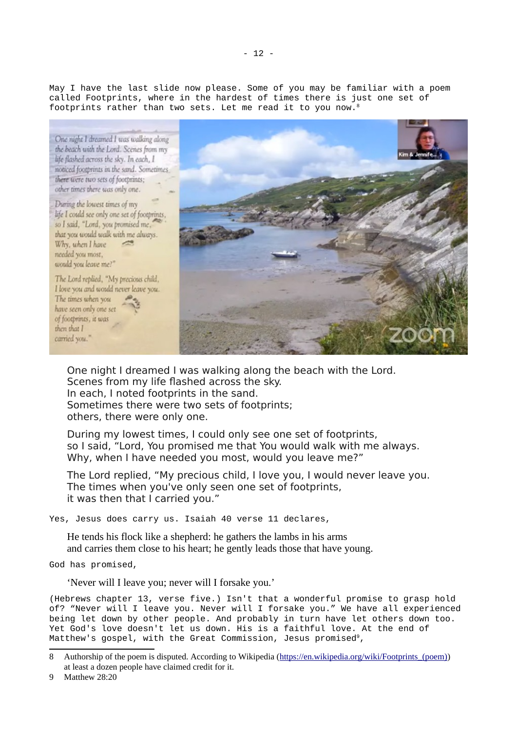May I have the last slide now please. Some of you may be familiar with a poem called Footprints, where in the hardest of times there is just one set of footprints rather than two sets. Let me read it to you now.[8]

> One night I dreamed I was walking along the beach with the Lord.
> Scenes from my life flashed across the sky.
> In each, I noted footprints in the sand.
> Sometimes there were two sets of footprints;
> others, there were only one.
>
> During my lowest times, I could only see one set of footprints,
> so I said, “Lord, You promised me that You would walk with me always.
> Why, when I have needed you most, would you leave me?”
>
> The Lord replied, “My precious child, I love you, I would never leave you.
> The times when you've only seen one set of footprints,
> it was then that I carried you.”

Yes, Jesus does carry us. Isaiah 40 verse 11 declares,

> He tends his flock like a shepherd: he gathers the lambs in his arms
> and carries them close to his heart; he gently leads those that have young.

God has promised,

> ‘Never will I leave you; never will I forsake you.’

(Hebrews chapter 13, verse five.) Isn't that a wonderful promise to grasp hold of? “Never will I leave you. Never will I forsake you.” We have all experienced being let down by other people. And probably in turn have let others down too. Yet God's love doesn't let us down. His is a faithful love. At the end of Matthew's gospel, with the Great Commission, Jesus promised[9],

---

8 Authorship of the poem is disputed. According to Wikipedia (https://en.wikipedia.org/wiki/Footprints_(poem)) at least a dozen people have claimed credit for it.

9 Matthew 28:20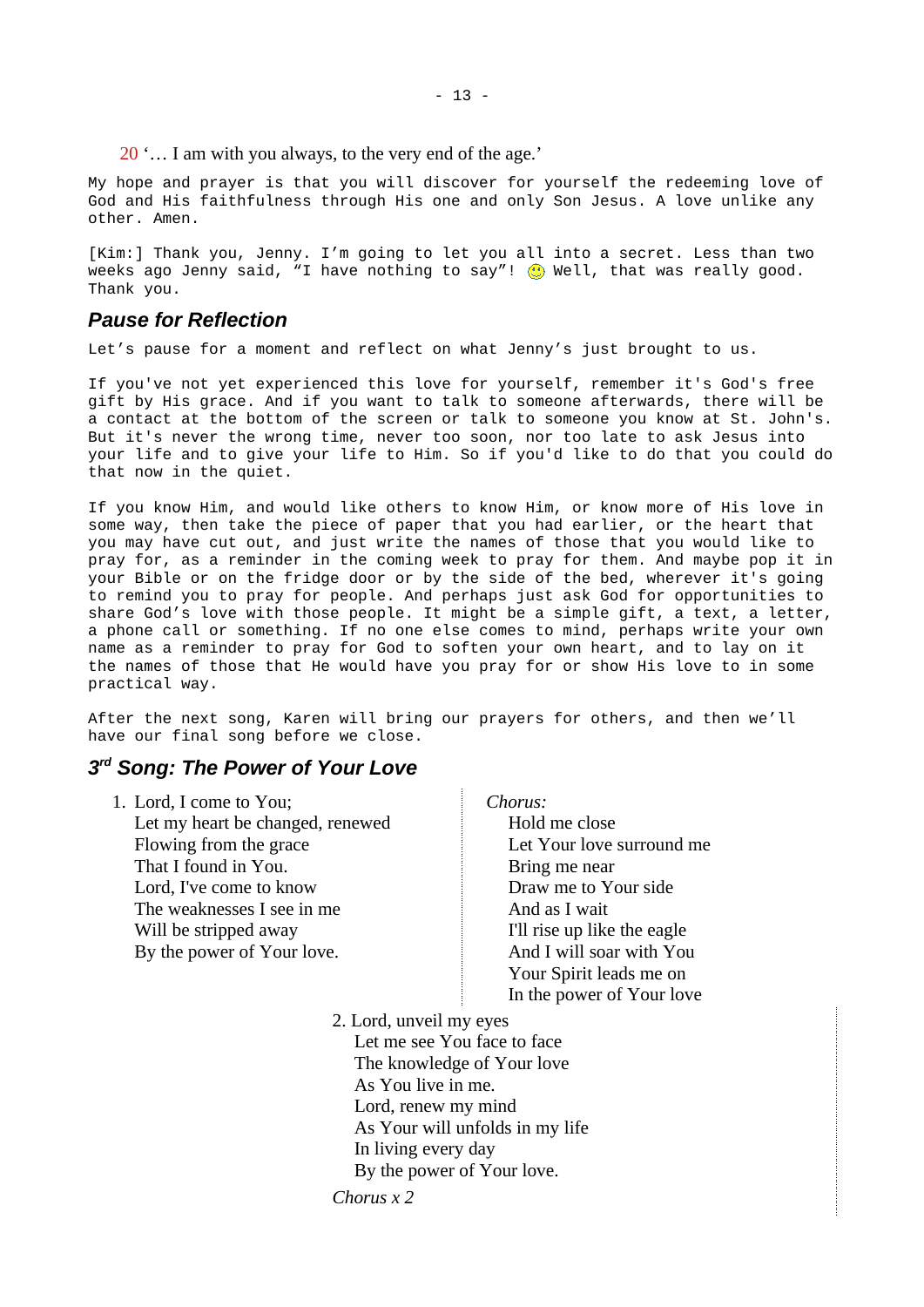20 '… I am with you always, to the very end of the age.'

My hope and prayer is that you will discover for yourself the redeeming love of God and His faithfulness through His one and only Son Jesus. A love unlike any other. Amen.

[Kim:] Thank you, Jenny. I'm going to let you all into a secret. Less than two weeks ago Jenny said, "I have nothing to say"! ☺ Well, that was really good. Thank you.

## *Pause for Reflection*

Let's pause for a moment and reflect on what Jenny's just brought to us.

If you've not yet experienced this love for yourself, remember it's God's free gift by His grace. And if you want to talk to someone afterwards, there will be a contact at the bottom of the screen or talk to someone you know at St. John's. But it's never the wrong time, never too soon, nor too late to ask Jesus into your life and to give your life to Him. So if you'd like to do that you could do that now in the quiet.

If you know Him, and would like others to know Him, or know more of His love in some way, then take the piece of paper that you had earlier, or the heart that you may have cut out, and just write the names of those that you would like to pray for, as a reminder in the coming week to pray for them. And maybe pop it in your Bible or on the fridge door or by the side of the bed, wherever it's going to remind you to pray for people. And perhaps just ask God for opportunities to share God's love with those people. It might be a simple gift, a text, a letter, a phone call or something. If no one else comes to mind, perhaps write your own name as a reminder to pray for God to soften your own heart, and to lay on it the names of those that He would have you pray for or show His love to in some practical way.

After the next song, Karen will bring our prayers for others, and then we'll have our final song before we close.

## *3rd Song: The Power of Your Love*

1. Lord, I come to You;  
Let my heart be changed, renewed  
Flowing from the grace  
That I found in You.  
Lord, I've come to know  
The weaknesses I see in me  
Will be stripped away  
By the power of Your love.

*Chorus:*  
Hold me close  
Let Your love surround me  
Bring me near  
Draw me to Your side  
And as I wait  
I'll rise up like the eagle  
And I will soar with You  
Your Spirit leads me on  
In the power of Your love

2. Lord, unveil my eyes  
Let me see You face to face  
The knowledge of Your love  
As You live in me.  
Lord, renew my mind  
As Your will unfolds in my life  
In living every day  
By the power of Your love.

*Chorus x 2*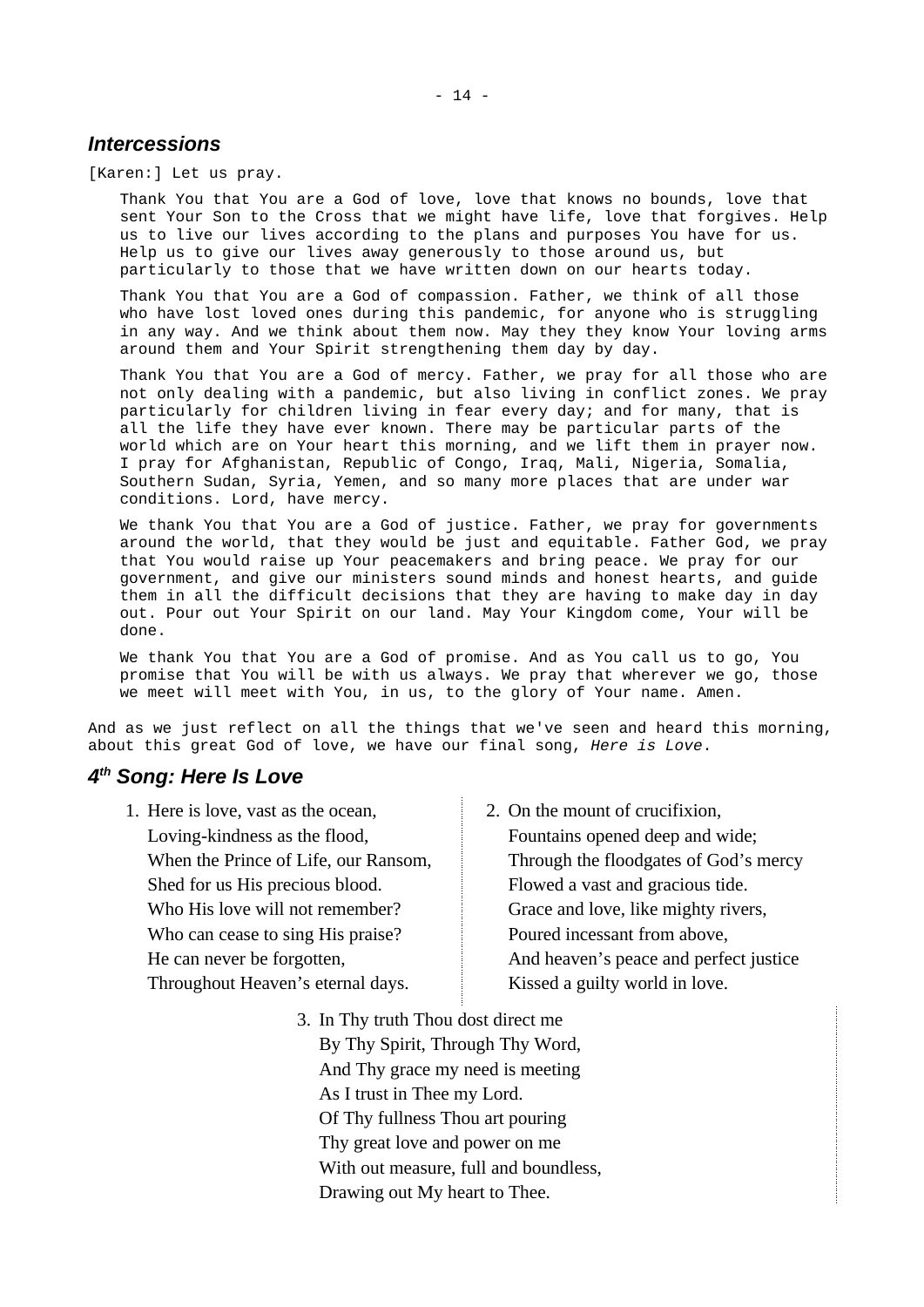## *Intercessions*

[Karen:] Let us pray.

Thank You that You are a God of love, love that knows no bounds, love that sent Your Son to the Cross that we might have life, love that forgives. Help us to live our lives according to the plans and purposes You have for us. Help us to give our lives away generously to those around us, but particularly to those that we have written down on our hearts today.

Thank You that You are a God of compassion. Father, we think of all those who have lost loved ones during this pandemic, for anyone who is struggling in any way. And we think about them now. May they they know Your loving arms around them and Your Spirit strengthening them day by day.

Thank You that You are a God of mercy. Father, we pray for all those who are not only dealing with a pandemic, but also living in conflict zones. We pray particularly for children living in fear every day; and for many, that is all the life they have ever known. There may be particular parts of the world which are on Your heart this morning, and we lift them in prayer now. I pray for Afghanistan, Republic of Congo, Iraq, Mali, Nigeria, Somalia, Southern Sudan, Syria, Yemen, and so many more places that are under war conditions. Lord, have mercy.

We thank You that You are a God of justice. Father, we pray for governments around the world, that they would be just and equitable. Father God, we pray that You would raise up Your peacemakers and bring peace. We pray for our government, and give our ministers sound minds and honest hearts, and guide them in all the difficult decisions that they are having to make day in day out. Pour out Your Spirit on our land. May Your Kingdom come, Your will be done.

We thank You that You are a God of promise. And as You call us to go, You promise that You will be with us always. We pray that wherever we go, those we meet will meet with You, in us, to the glory of Your name. Amen.

And as we just reflect on all the things that we've seen and heard this morning, about this great God of love, we have our final song, *Here is Love*.

## *4th Song: Here Is Love*

1. Here is love, vast as the ocean,  
   Loving-kindness as the flood,  
   When the Prince of Life, our Ransom,  
   Shed for us His precious blood.  
   Who His love will not remember?  
   Who can cease to sing His praise?  
   He can never be forgotten,  
   Throughout Heaven's eternal days.

2. On the mount of crucifixion,  
   Fountains opened deep and wide;  
   Through the floodgates of God's mercy  
   Flowed a vast and gracious tide.  
   Grace and love, like mighty rivers,  
   Poured incessant from above,  
   And heaven's peace and perfect justice  
   Kissed a guilty world in love.

3. In Thy truth Thou dost direct me  
   By Thy Spirit, Through Thy Word,  
   And Thy grace my need is meeting  
   As I trust in Thee my Lord.  
   Of Thy fullness Thou art pouring  
   Thy great love and power on me  
   With out measure, full and boundless,  
   Drawing out My heart to Thee.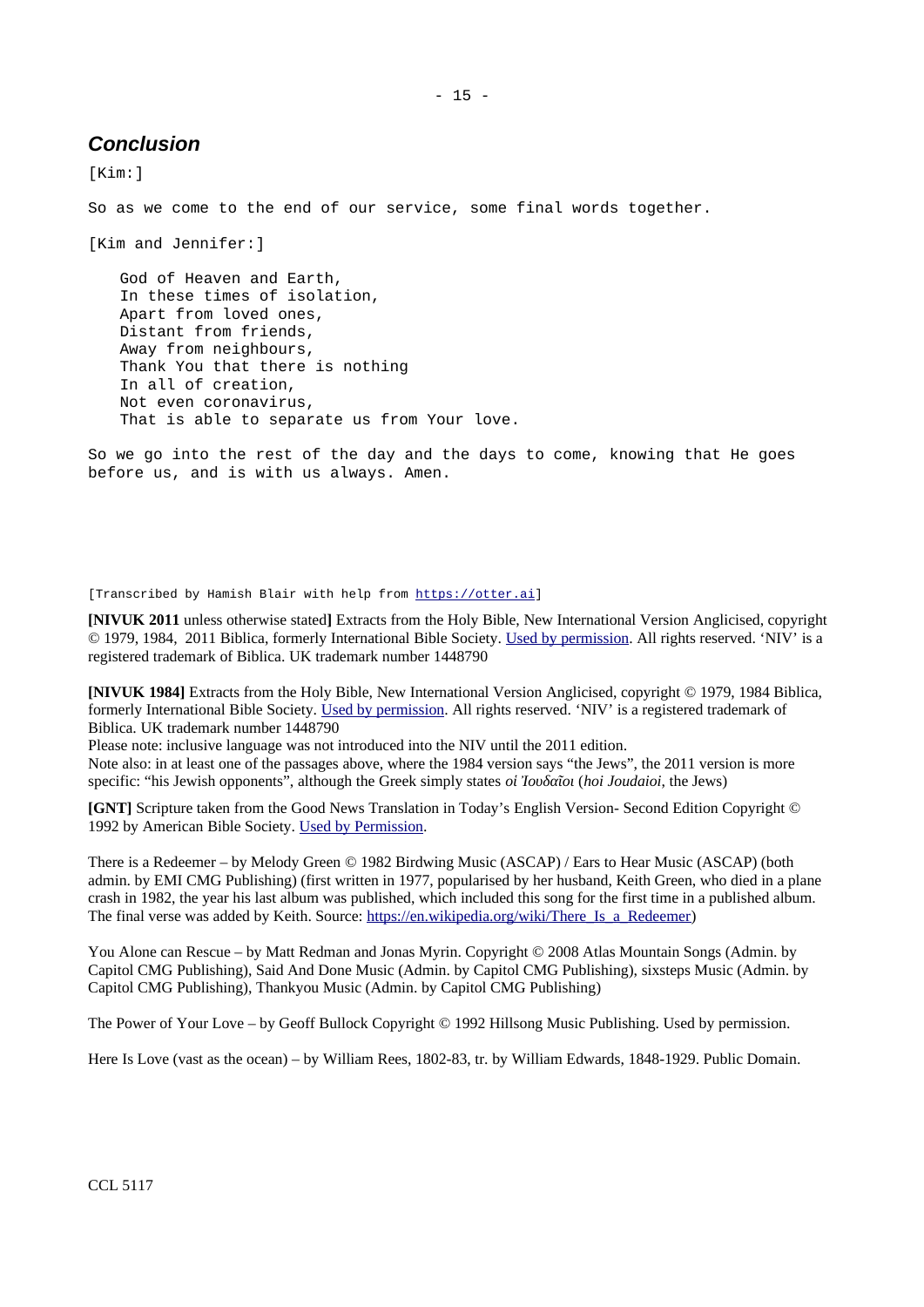## *Conclusion*

[Kim:]

So as we come to the end of our service, some final words together.

[Kim and Jennifer:]

> God of Heaven and Earth,
> In these times of isolation,
> Apart from loved ones,
> Distant from friends,
> Away from neighbours,
> Thank You that there is nothing
> In all of creation,
> Not even coronavirus,
> That is able to separate us from Your love.

So we go into the rest of the day and the days to come, knowing that He goes before us, and is with us always. Amen.

[Transcribed by Hamish Blair with help from https://otter.ai]

**[NIVUK 2011** unless otherwise stated**]** Extracts from the Holy Bible, New International Version Anglicised, copyright © 1979, 1984, 2011 Biblica, formerly International Bible Society. Used by permission. All rights reserved. 'NIV' is a registered trademark of Biblica. UK trademark number 1448790

**[NIVUK 1984]** Extracts from the Holy Bible, New International Version Anglicised, copyright © 1979, 1984 Biblica, formerly International Bible Society. Used by permission. All rights reserved. 'NIV' is a registered trademark of Biblica. UK trademark number 1448790
Please note: inclusive language was not introduced into the NIV until the 2011 edition.
Note also: in at least one of the passages above, where the 1984 version says "the Jews", the 2011 version is more specific: "his Jewish opponents", although the Greek simply states *οἱ Ἰουδαῖοι* (*hoi Joudaioi*, the Jews)

**[GNT]** Scripture taken from the Good News Translation in Today's English Version- Second Edition Copyright © 1992 by American Bible Society. Used by Permission.

There is a Redeemer – by Melody Green © 1982 Birdwing Music (ASCAP) / Ears to Hear Music (ASCAP) (both admin. by EMI CMG Publishing) (first written in 1977, popularised by her husband, Keith Green, who died in a plane crash in 1982, the year his last album was published, which included this song for the first time in a published album. The final verse was added by Keith. Source: https://en.wikipedia.org/wiki/There_Is_a_Redeemer)

You Alone can Rescue – by Matt Redman and Jonas Myrin. Copyright © 2008 Atlas Mountain Songs (Admin. by Capitol CMG Publishing), Said And Done Music (Admin. by Capitol CMG Publishing), sixsteps Music (Admin. by Capitol CMG Publishing), Thankyou Music (Admin. by Capitol CMG Publishing)

The Power of Your Love – by Geoff Bullock Copyright © 1992 Hillsong Music Publishing. Used by permission.

Here Is Love (vast as the ocean) – by William Rees, 1802-83, tr. by William Edwards, 1848-1929. Public Domain.

CCL 5117